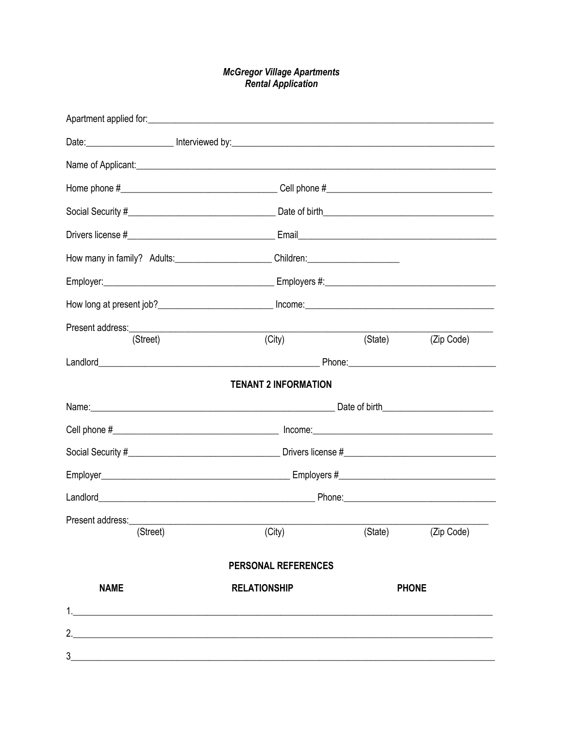***McGregor Village Apartments***
***Rental Application***

Apartment applied for:_______________________________________________

Date:__________________ Interviewed by:_______________________________________

Name of Applicant:_______________________________________________

Home phone #_______________________________ Cell phone #________________________________

Social Security #_____________________________ Date of birth__________________________________

Drivers license #_____________________________ Email________________________________________

How many in family? Adults:____________________ Children:___________________

Employer:___________________________________ Employers #:_________________________________

How long at present job?_______________________ Income:______________________________________

Present address:_______________________________________________________________________
(Street) (City) (State) (Zip Code)

Landlord______________________________________________ Phone:____________________________

**TENANT 2 INFORMATION**

Name:______________________________________________________ Date of birth______________________

Cell phone #__________________________________ Income:_____________________________________

Social Security #________________________________ Drivers license #_______________________________

Employer________________________________________ Employers #_________________________________

Landlord_____________________________________________ Phone:_______________________________

Present address:_______________________________________________________________________
(Street) (City) (State) (Zip Code)

**PERSONAL REFERENCES**

| NAME | RELATIONSHIP | PHONE |
|---|---|---|
| 1.____________ | ____________ | ____________ |
| 2.____________ | ____________ | ____________ |
| 3____________ | ____________ | ____________ |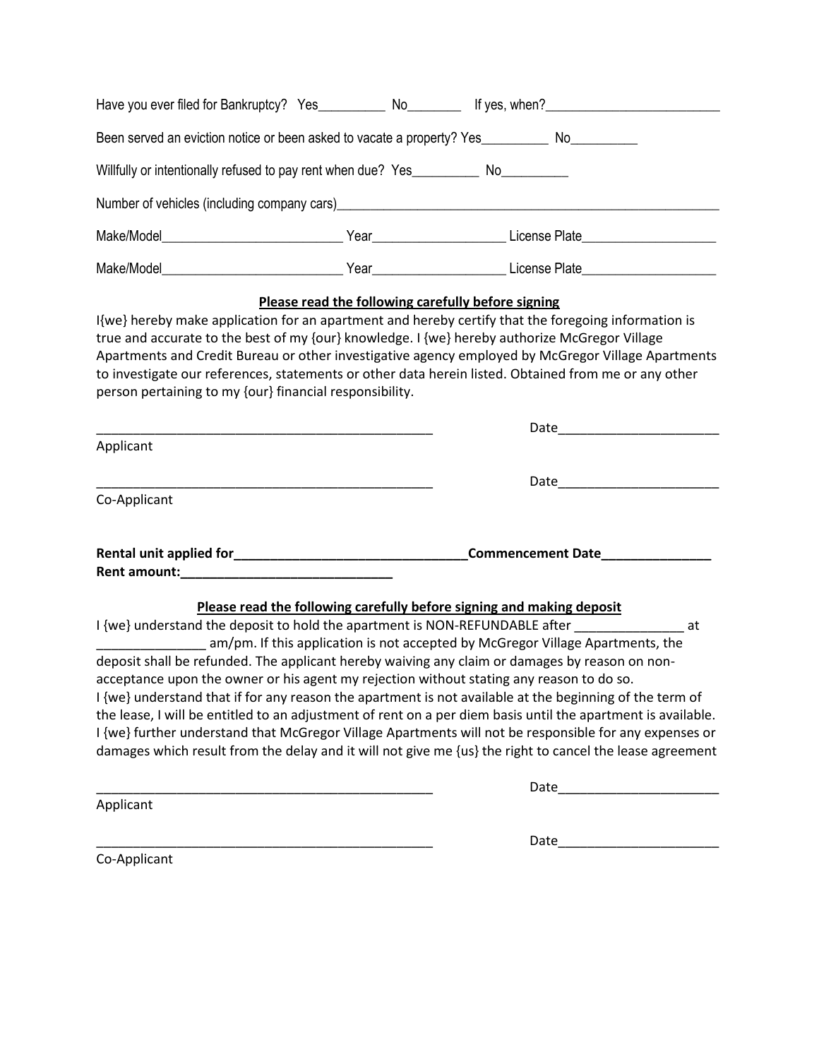Have you ever filed for Bankruptcy? Yes__________ No________ If yes, when?_________________________

Been served an eviction notice or been asked to vacate a property? Yes__________ No__________

Willfully or intentionally refused to pay rent when due? Yes__________ No__________

Number of vehicles (including company cars)_________________________________________________________

Make/Model__________________________ Year___________________ License Plate____________________

Make/Model__________________________ Year___________________ License Plate____________________

**Please read the following carefully before signing**

I{we} hereby make application for an apartment and hereby certify that the foregoing information is true and accurate to the best of my {our} knowledge. I {we} hereby authorize McGregor Village Apartments and Credit Bureau or other investigative agency employed by McGregor Village Apartments to investigate our references, statements or other data herein listed. Obtained from me or any other person pertaining to my {our} financial responsibility.

_______________________________________________ Date______________________

Applicant

_______________________________________________ Date______________________

Co-Applicant

**Rental unit applied for________________________________Commencement Date_______________**
**Rent amount:_____________________________**

**Please read the following carefully before signing and making deposit**

I {we} understand the deposit to hold the apartment is NON-REFUNDABLE after _______________ at _______________ am/pm. If this application is not accepted by McGregor Village Apartments, the deposit shall be refunded. The applicant hereby waiving any claim or damages by reason on non-acceptance upon the owner or his agent my rejection without stating any reason to do so.
I {we} understand that if for any reason the apartment is not available at the beginning of the term of the lease, I will be entitled to an adjustment of rent on a per diem basis until the apartment is available. I {we} further understand that McGregor Village Apartments will not be responsible for any expenses or damages which result from the delay and it will not give me {us} the right to cancel the lease agreement

_______________________________________________ Date______________________

Applicant

_______________________________________________ Date______________________

Co-Applicant